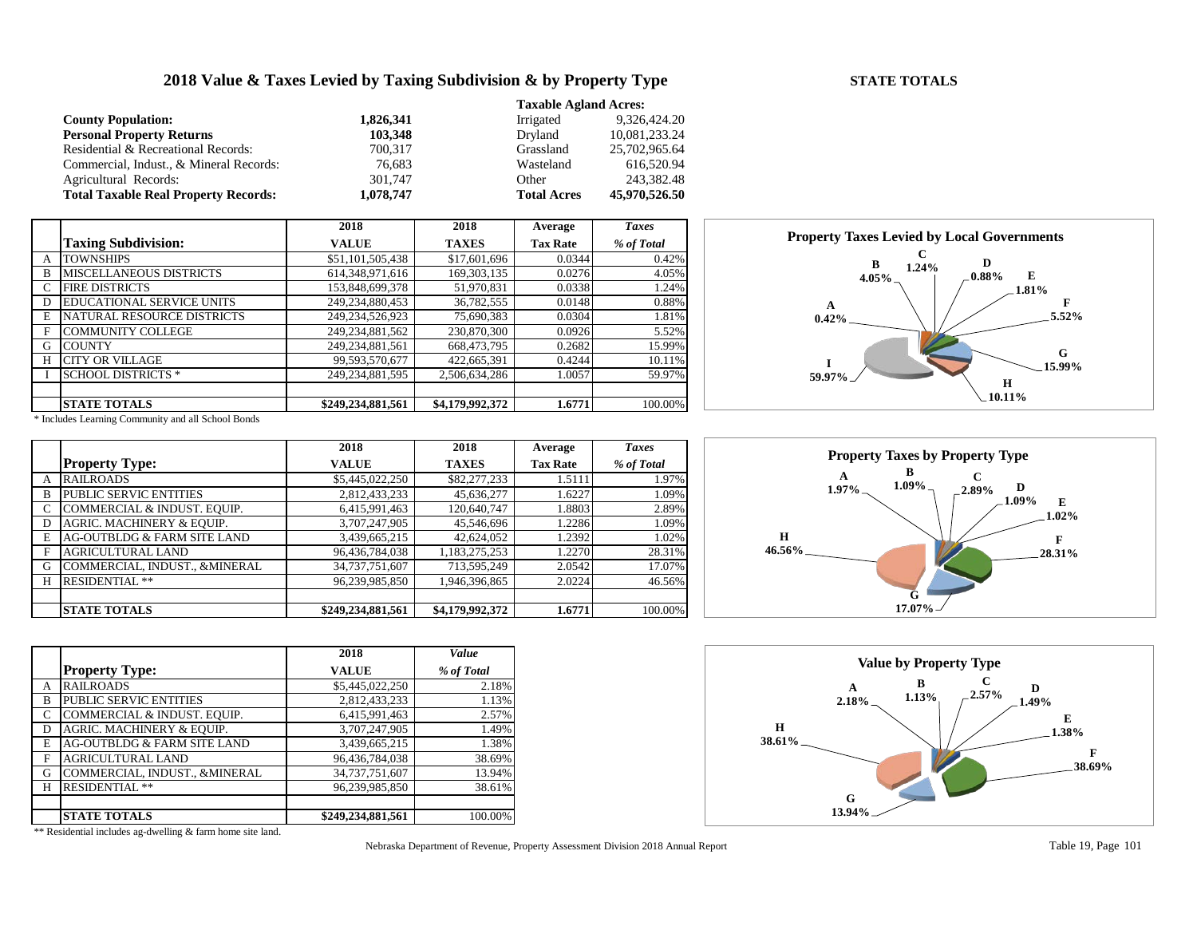# 2018 Value & Taxes Levied by Taxing Subdivision & by Property Type

**STATE TOTALS**

| | |
|---|---|
| **County Population:** | **1,826,341** |
| **Personal Property Returns** | **103,348** |
| Residential & Recreational Records: | 700,317 |
| Commercial, Indust., & Mineral Records: | 76,683 |
| Agricultural Records: | 301,747 |
| **Total Taxable Real Property Records:** | **1,078,747** |

**Taxable Agland Acres:**

| | |
|---|---|
| Irrigated | 9,326,424.20 |
| Dryland | 10,081,233.24 |
| Grassland | 25,702,965.64 |
| Wasteland | 616,520.94 |
| Other | 243,382.48 |
| **Total Acres** | **45,970,526.50** |

| | Taxing Subdivision: | 2018 VALUE | 2018 TAXES | Average Tax Rate | *Taxes % of Total* |
|---|---|---|---|---|---|
| A | TOWNSHIPS | $51,101,505,438 | $17,601,696 | 0.0344 | 0.42% |
| B | MISCELLANEOUS DISTRICTS | 614,348,971,616 | 169,303,135 | 0.0276 | 4.05% |
| C | FIRE DISTRICTS | 153,848,699,378 | 51,970,831 | 0.0338 | 1.24% |
| D | EDUCATIONAL SERVICE UNITS | 249,234,880,453 | 36,782,555 | 0.0148 | 0.88% |
| E | NATURAL RESOURCE DISTRICTS | 249,234,526,923 | 75,690,383 | 0.0304 | 1.81% |
| F | COMMUNITY COLLEGE | 249,234,881,562 | 230,870,300 | 0.0926 | 5.52% |
| G | COUNTY | 249,234,881,561 | 668,473,795 | 0.2682 | 15.99% |
| H | CITY OR VILLAGE | 99,593,570,677 | 422,665,391 | 0.4244 | 10.11% |
| I | SCHOOL DISTRICTS * | 249,234,881,595 | 2,506,634,286 | 1.0057 | 59.97% |
| | | | | | |
| | **STATE TOTALS** | **$249,234,881,561** | **$4,179,992,372** | **1.6771** | 100.00% |

\* Includes Learning Community and all School Bonds

**Property Taxes Levied by Local Governments**

A 0.42%, B 4.05%, C 1.24%, D 0.88%, E 1.81%, F 5.52%, G 15.99%, H 10.11%, I 59.97%

| | Property Type: | 2018 VALUE | 2018 TAXES | Average Tax Rate | *Taxes % of Total* |
|---|---|---|---|---|---|
| A | RAILROADS | $5,445,022,250 | $82,277,233 | 1.5111 | 1.97% |
| B | PUBLIC SERVIC ENTITIES | 2,812,433,233 | 45,636,277 | 1.6227 | 1.09% |
| C | COMMERCIAL & INDUST. EQUIP. | 6,415,991,463 | 120,640,747 | 1.8803 | 2.89% |
| D | AGRIC. MACHINERY & EQUIP. | 3,707,247,905 | 45,546,696 | 1.2286 | 1.09% |
| E | AG-OUTBLDG & FARM SITE LAND | 3,439,665,215 | 42,624,052 | 1.2392 | 1.02% |
| F | AGRICULTURAL LAND | 96,436,784,038 | 1,183,275,253 | 1.2270 | 28.31% |
| G | COMMERCIAL, INDUST., &MINERAL | 34,737,751,607 | 713,595,249 | 2.0542 | 17.07% |
| H | RESIDENTIAL ** | 96,239,985,850 | 1,946,396,865 | 2.0224 | 46.56% |
| | | | | | |
| | **STATE TOTALS** | **$249,234,881,561** | **$4,179,992,372** | **1.6771** | 100.00% |

**Property Taxes by Property Type**

A 1.97%, B 1.09%, C 2.89%, D 1.09%, E 1.02%, F 28.31%, G 17.07%, H 46.56%

| | Property Type: | 2018 VALUE | *Value % of Total* |
|---|---|---|---|
| A | RAILROADS | $5,445,022,250 | 2.18% |
| B | PUBLIC SERVIC ENTITIES | 2,812,433,233 | 1.13% |
| C | COMMERCIAL & INDUST. EQUIP. | 6,415,991,463 | 2.57% |
| D | AGRIC. MACHINERY & EQUIP. | 3,707,247,905 | 1.49% |
| E | AG-OUTBLDG & FARM SITE LAND | 3,439,665,215 | 1.38% |
| F | AGRICULTURAL LAND | 96,436,784,038 | 38.69% |
| G | COMMERCIAL, INDUST., &MINERAL | 34,737,751,607 | 13.94% |
| H | RESIDENTIAL ** | 96,239,985,850 | 38.61% |
| | | | |
| | **STATE TOTALS** | **$249,234,881,561** | 100.00% |

\*\* Residential includes ag-dwelling & farm home site land.

**Value by Property Type**

A 2.18%, B 1.13%, C 2.57%, D 1.49%, E 1.38%, F 38.69%, G 13.94%, H 38.61%

Nebraska Department of Revenue, Property Assessment Division 2018 Annual Report — Table 19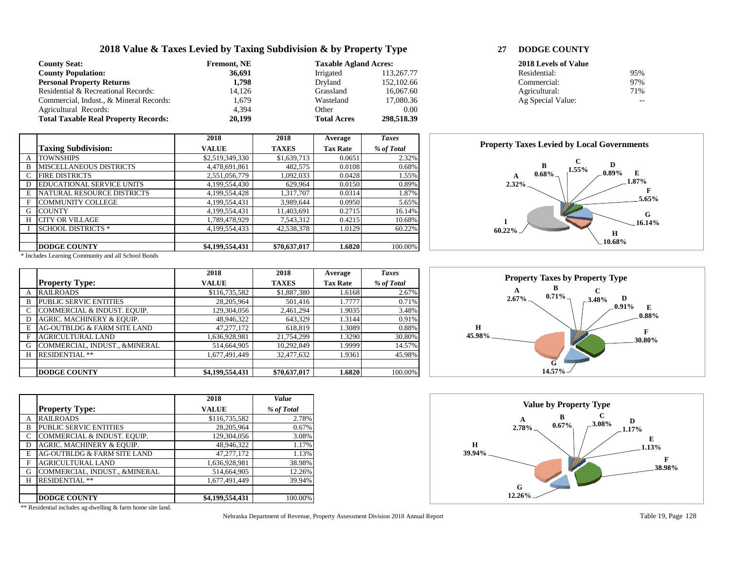# 2018 Value & Taxes Levied by Taxing Subdivision & by Property Type

## 27 DODGE COUNTY

| | | | |
|---|---|---|---|
| **County Seat:** | **Fremont, NE** | **Taxable Agland Acres:** | |
| **County Population:** | **36,691** | Irrigated | 113,267.77 |
| **Personal Property Returns** | **1,798** | Dryland | 152,102.66 |
| Residential & Recreational Records: | 14,126 | Grassland | 16,067.60 |
| Commercial, Indust., & Mineral Records: | 1,679 | Wasteland | 17,080.36 |
| Agricultural Records: | 4,394 | Other | 0.00 |
| **Total Taxable Real Property Records:** | **20,199** | **Total Acres** | **298,518.39** |

| **2018 Levels of Value** | |
|---|---|
| Residential: | 95% |
| Commercial: | 97% |
| Agricultural: | 71% |
| Ag Special Value: | -- |

| | Taxing Subdivision: | 2018 VALUE | 2018 TAXES | Average Tax Rate | *Taxes % of Total* |
|---|---|---|---|---|---|
| A | TOWNSHIPS | $2,519,349,330 | $1,639,713 | 0.0651 | 2.32% |
| B | MISCELLANEOUS DISTRICTS | 4,478,691,861 | 482,575 | 0.0108 | 0.68% |
| C | FIRE DISTRICTS | 2,551,056,779 | 1,092,033 | 0.0428 | 1.55% |
| D | EDUCATIONAL SERVICE UNITS | 4,199,554,430 | 629,964 | 0.0150 | 0.89% |
| E | NATURAL RESOURCE DISTRICTS | 4,199,554,428 | 1,317,707 | 0.0314 | 1.87% |
| F | COMMUNITY COLLEGE | 4,199,554,431 | 3,989,644 | 0.0950 | 5.65% |
| G | COUNTY | 4,199,554,431 | 11,403,691 | 0.2715 | 16.14% |
| H | CITY OR VILLAGE | 1,789,478,929 | 7,543,312 | 0.4215 | 10.68% |
| I | SCHOOL DISTRICTS * | 4,199,554,433 | 42,538,378 | 1.0129 | 60.22% |
| | | | | | |
| | **DODGE COUNTY** | **$4,199,554,431** | **$70,637,017** | **1.6820** | 100.00% |

\* Includes Learning Community and all School Bonds

**Property Taxes Levied by Local Governments**

A 2.32%, B 0.68%, C 1.55%, D 0.89%, E 1.87%, F 5.65%, G 16.14%, H 10.68%, I 60.22%

| | Property Type: | 2018 VALUE | 2018 TAXES | Average Tax Rate | *Taxes % of Total* |
|---|---|---|---|---|---|
| A | RAILROADS | $116,735,582 | $1,887,380 | 1.6168 | 2.67% |
| B | PUBLIC SERVIC ENTITIES | 28,205,964 | 501,416 | 1.7777 | 0.71% |
| C | COMMERCIAL & INDUST. EQUIP. | 129,304,056 | 2,461,294 | 1.9035 | 3.48% |
| D | AGRIC. MACHINERY & EQUIP. | 48,946,322 | 643,329 | 1.3144 | 0.91% |
| E | AG-OUTBLDG & FARM SITE LAND | 47,277,172 | 618,819 | 1.3089 | 0.88% |
| F | AGRICULTURAL LAND | 1,636,928,981 | 21,754,299 | 1.3290 | 30.80% |
| G | COMMERCIAL, INDUST., &MINERAL | 514,664,905 | 10,292,849 | 1.9999 | 14.57% |
| H | RESIDENTIAL ** | 1,677,491,449 | 32,477,632 | 1.9361 | 45.98% |
| | | | | | |
| | **DODGE COUNTY** | **$4,199,554,431** | **$70,637,017** | **1.6820** | 100.00% |

**Property Taxes by Property Type**

A 2.67%, B 0.71%, C 3.48%, D 0.91%, E 0.88%, F 30.80%, G 14.57%, H 45.98%

| | Property Type: | 2018 VALUE | *Value % of Total* |
|---|---|---|---|
| A | RAILROADS | $116,735,582 | 2.78% |
| B | PUBLIC SERVIC ENTITIES | 28,205,964 | 0.67% |
| C | COMMERCIAL & INDUST. EQUIP. | 129,304,056 | 3.08% |
| D | AGRIC. MACHINERY & EQUIP. | 48,946,322 | 1.17% |
| E | AG-OUTBLDG & FARM SITE LAND | 47,277,172 | 1.13% |
| F | AGRICULTURAL LAND | 1,636,928,981 | 38.98% |
| G | COMMERCIAL, INDUST., &MINERAL | 514,664,905 | 12.26% |
| H | RESIDENTIAL ** | 1,677,491,449 | 39.94% |
| | | | |
| | **DODGE COUNTY** | **$4,199,554,431** | 100.00% |

**Value by Property Type**

A 2.78%, B 0.67%, C 3.08%, D 1.17%, E 1.13%, F 38.98%, G 12.26%, H 39.94%

\*\* Residential includes ag-dwelling & farm home site land.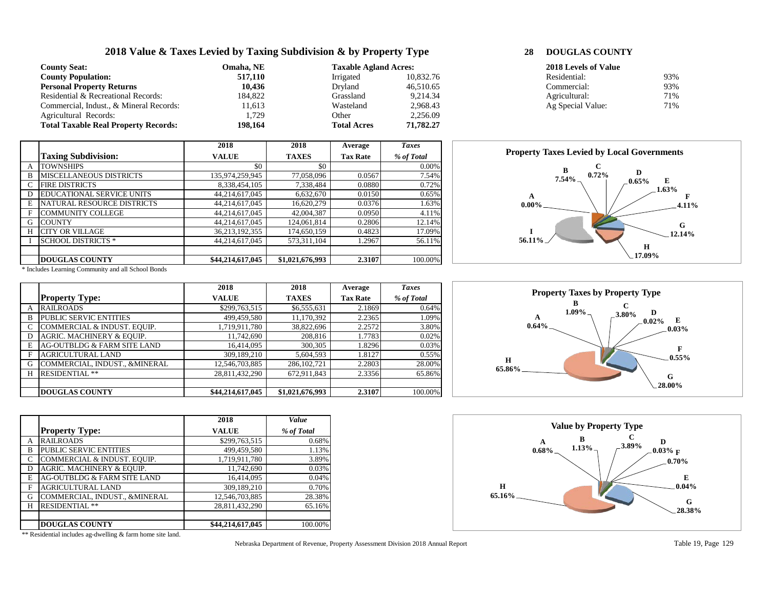# 2018 Value & Taxes Levied by Taxing Subdivision & by Property Type

**28 DOUGLAS COUNTY**

| | | | | | | |
|---|---|---|---|---|---|---|
| **County Seat:** | **Omaha, NE** | **Taxable Agland Acres:** | | | **2018 Levels of Value** | |
| **County Population:** | **517,110** | Irrigated | 10,832.76 | | Residential: | 93% |
| **Personal Property Returns** | **10,436** | Dryland | 46,510.65 | | Commercial: | 93% |
| Residential & Recreational Records: | 184,822 | Grassland | 9,214.34 | | Agricultural: | 71% |
| Commercial, Indust., & Mineral Records: | 11,613 | Wasteland | 2,968.43 | | Ag Special Value: | 71% |
| Agricultural Records: | 1,729 | Other | 2,256.09 | | | |
| **Total Taxable Real Property Records:** | **198,164** | **Total Acres** | **71,782.27** | | | |

| | **Taxing Subdivision:** | **2018 VALUE** | **2018 TAXES** | **Average Tax Rate** | ***Taxes % of Total*** |
|---|---|---|---|---|---|
| A | TOWNSHIPS | $0 | $0 | | 0.00% |
| B | MISCELLANEOUS DISTRICTS | 135,974,259,945 | 77,058,096 | 0.0567 | 7.54% |
| C | FIRE DISTRICTS | 8,338,454,105 | 7,338,484 | 0.0880 | 0.72% |
| D | EDUCATIONAL SERVICE UNITS | 44,214,617,045 | 6,632,670 | 0.0150 | 0.65% |
| E | NATURAL RESOURCE DISTRICTS | 44,214,617,045 | 16,620,279 | 0.0376 | 1.63% |
| F | COMMUNITY COLLEGE | 44,214,617,045 | 42,004,387 | 0.0950 | 4.11% |
| G | COUNTY | 44,214,617,045 | 124,061,814 | 0.2806 | 12.14% |
| H | CITY OR VILLAGE | 36,213,192,355 | 174,650,159 | 0.4823 | 17.09% |
| I | SCHOOL DISTRICTS * | 44,214,617,045 | 573,311,104 | 1.2967 | 56.11% |
| | | | | | |
| | **DOUGLAS COUNTY** | **$44,214,617,045** | **$1,021,676,993** | **2.3107** | 100.00% |

\* Includes Learning Community and all School Bonds

**Property Taxes Levied by Local Governments**

A 0.00%, B 7.54%, C 0.72%, D 0.65%, E 1.63%, F 4.11%, G 12.14%, H 17.09%, I 56.11%

| | **Property Type:** | **2018 VALUE** | **2018 TAXES** | **Average Tax Rate** | ***Taxes % of Total*** |
|---|---|---|---|---|---|
| A | RAILROADS | $299,763,515 | $6,555,631 | 2.1869 | 0.64% |
| B | PUBLIC SERVIC ENTITIES | 499,459,580 | 11,170,392 | 2.2365 | 1.09% |
| C | COMMERCIAL & INDUST. EQUIP. | 1,719,911,780 | 38,822,696 | 2.2572 | 3.80% |
| D | AGRIC. MACHINERY & EQUIP. | 11,742,690 | 208,816 | 1.7783 | 0.02% |
| E | AG-OUTBLDG & FARM SITE LAND | 16,414,095 | 300,305 | 1.8296 | 0.03% |
| F | AGRICULTURAL LAND | 309,189,210 | 5,604,593 | 1.8127 | 0.55% |
| G | COMMERCIAL, INDUST., &MINERAL | 12,546,703,885 | 286,102,721 | 2.2803 | 28.00% |
| H | RESIDENTIAL ** | 28,811,432,290 | 672,911,843 | 2.3356 | 65.86% |
| | | | | | |
| | **DOUGLAS COUNTY** | **$44,214,617,045** | **$1,021,676,993** | **2.3107** | 100.00% |

**Property Taxes by Property Type**

A 0.64%, B 1.09%, C 3.80%, D 0.02%, E 0.03%, F 0.55%, G 28.00%, H 65.86%

| | **Property Type:** | **2018 VALUE** | ***Value % of Total*** |
|---|---|---|---|
| A | RAILROADS | $299,763,515 | 0.68% |
| B | PUBLIC SERVIC ENTITIES | 499,459,580 | 1.13% |
| C | COMMERCIAL & INDUST. EQUIP. | 1,719,911,780 | 3.89% |
| D | AGRIC. MACHINERY & EQUIP. | 11,742,690 | 0.03% |
| E | AG-OUTBLDG & FARM SITE LAND | 16,414,095 | 0.04% |
| F | AGRICULTURAL LAND | 309,189,210 | 0.70% |
| G | COMMERCIAL, INDUST., &MINERAL | 12,546,703,885 | 28.38% |
| H | RESIDENTIAL ** | 28,811,432,290 | 65.16% |
| | | | |
| | **DOUGLAS COUNTY** | **$44,214,617,045** | 100.00% |

**Value by Property Type**

A 0.68%, B 1.13%, C 3.89%, D 0.03%, E 0.04%, F 0.70%, G 28.38%, H 65.16%

\*\* Residential includes ag-dwelling & farm home site land.

Nebraska Department of Revenue, Property Assessment Division 2018 Annual Report

Table 19, Page 129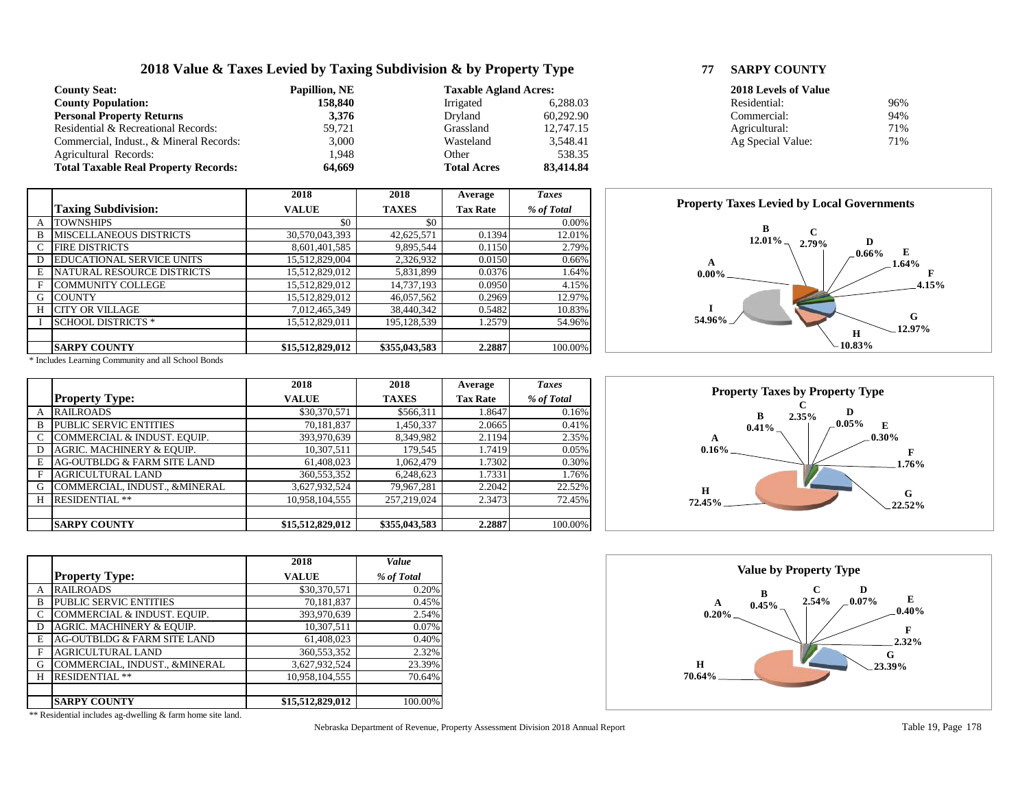# 2018 Value & Taxes Levied by Taxing Subdivision & by Property Type

## 77 SARPY COUNTY

| | | | | | | | |
|---|---|---|---|---|---|---|---|
| **County Seat:** | **Papillion, NE** | **Taxable Agland Acres:** | | | **2018 Levels of Value** | |
| **County Population:** | **158,840** | Irrigated | 6,288.03 | | Residential: | 96% |
| **Personal Property Returns** | **3,376** | Dryland | 60,292.90 | | Commercial: | 94% |
| Residential & Recreational Records: | 59,721 | Grassland | 12,747.15 | | Agricultural: | 71% |
| Commercial, Indust., & Mineral Records: | 3,000 | Wasteland | 3,548.41 | | Ag Special Value: | 71% |
| Agricultural Records: | 1,948 | Other | 538.35 | | | |
| **Total Taxable Real Property Records:** | **64,669** | **Total Acres** | **83,414.84** | | | |

| | Taxing Subdivision: | 2018 VALUE | 2018 TAXES | Average Tax Rate | *Taxes % of Total* |
|---|---|---|---|---|---|
| A | TOWNSHIPS | $0 | $0 | | 0.00% |
| B | MISCELLANEOUS DISTRICTS | 30,570,043,393 | 42,625,571 | 0.1394 | 12.01% |
| C | FIRE DISTRICTS | 8,601,401,585 | 9,895,544 | 0.1150 | 2.79% |
| D | EDUCATIONAL SERVICE UNITS | 15,512,829,004 | 2,326,932 | 0.0150 | 0.66% |
| E | NATURAL RESOURCE DISTRICTS | 15,512,829,012 | 5,831,899 | 0.0376 | 1.64% |
| F | COMMUNITY COLLEGE | 15,512,829,012 | 14,737,193 | 0.0950 | 4.15% |
| G | COUNTY | 15,512,829,012 | 46,057,562 | 0.2969 | 12.97% |
| H | CITY OR VILLAGE | 7,012,465,349 | 38,440,342 | 0.5482 | 10.83% |
| I | SCHOOL DISTRICTS * | 15,512,829,011 | 195,128,539 | 1.2579 | 54.96% |
| | | | | | |
| | **SARPY COUNTY** | **$15,512,829,012** | **$355,043,583** | **2.2887** | 100.00% |

\* Includes Learning Community and all School Bonds

**Property Taxes Levied by Local Governments**

A 0.00%, B 12.01%, C 2.79%, D 0.66%, E 1.64%, F 4.15%, G 12.97%, H 10.83%, I 54.96%

| | Property Type: | 2018 VALUE | 2018 TAXES | Average Tax Rate | *Taxes % of Total* |
|---|---|---|---|---|---|
| A | RAILROADS | $30,370,571 | $566,311 | 1.8647 | 0.16% |
| B | PUBLIC SERVIC ENTITIES | 70,181,837 | 1,450,337 | 2.0665 | 0.41% |
| C | COMMERCIAL & INDUST. EQUIP. | 393,970,639 | 8,349,982 | 2.1194 | 2.35% |
| D | AGRIC. MACHINERY & EQUIP. | 10,307,511 | 179,545 | 1.7419 | 0.05% |
| E | AG-OUTBLDG & FARM SITE LAND | 61,408,023 | 1,062,479 | 1.7302 | 0.30% |
| F | AGRICULTURAL LAND | 360,553,352 | 6,248,623 | 1.7331 | 1.76% |
| G | COMMERCIAL, INDUST., &MINERAL | 3,627,932,524 | 79,967,281 | 2.2042 | 22.52% |
| H | RESIDENTIAL ** | 10,958,104,555 | 257,219,024 | 2.3473 | 72.45% |
| | | | | | |
| | **SARPY COUNTY** | **$15,512,829,012** | **$355,043,583** | **2.2887** | 100.00% |

**Property Taxes by Property Type**

A 0.16%, B 0.41%, C 2.35%, D 0.05%, E 0.30%, F 1.76%, G 22.52%, H 72.45%

| | Property Type: | 2018 VALUE | *Value % of Total* |
|---|---|---|---|
| A | RAILROADS | $30,370,571 | 0.20% |
| B | PUBLIC SERVIC ENTITIES | 70,181,837 | 0.45% |
| C | COMMERCIAL & INDUST. EQUIP. | 393,970,639 | 2.54% |
| D | AGRIC. MACHINERY & EQUIP. | 10,307,511 | 0.07% |
| E | AG-OUTBLDG & FARM SITE LAND | 61,408,023 | 0.40% |
| F | AGRICULTURAL LAND | 360,553,352 | 2.32% |
| G | COMMERCIAL, INDUST., &MINERAL | 3,627,932,524 | 23.39% |
| H | RESIDENTIAL ** | 10,958,104,555 | 70.64% |
| | | | |
| | **SARPY COUNTY** | **$15,512,829,012** | 100.00% |

\*\* Residential includes ag-dwelling & farm home site land.

**Value by Property Type**

A 0.20%, B 0.45%, C 2.54%, D 0.07%, E 0.40%, F 2.32%, G 23.39%, H 70.64%

Nebraska Department of Revenue, Property Assessment Division 2018 Annual Report

Table 19, Page 178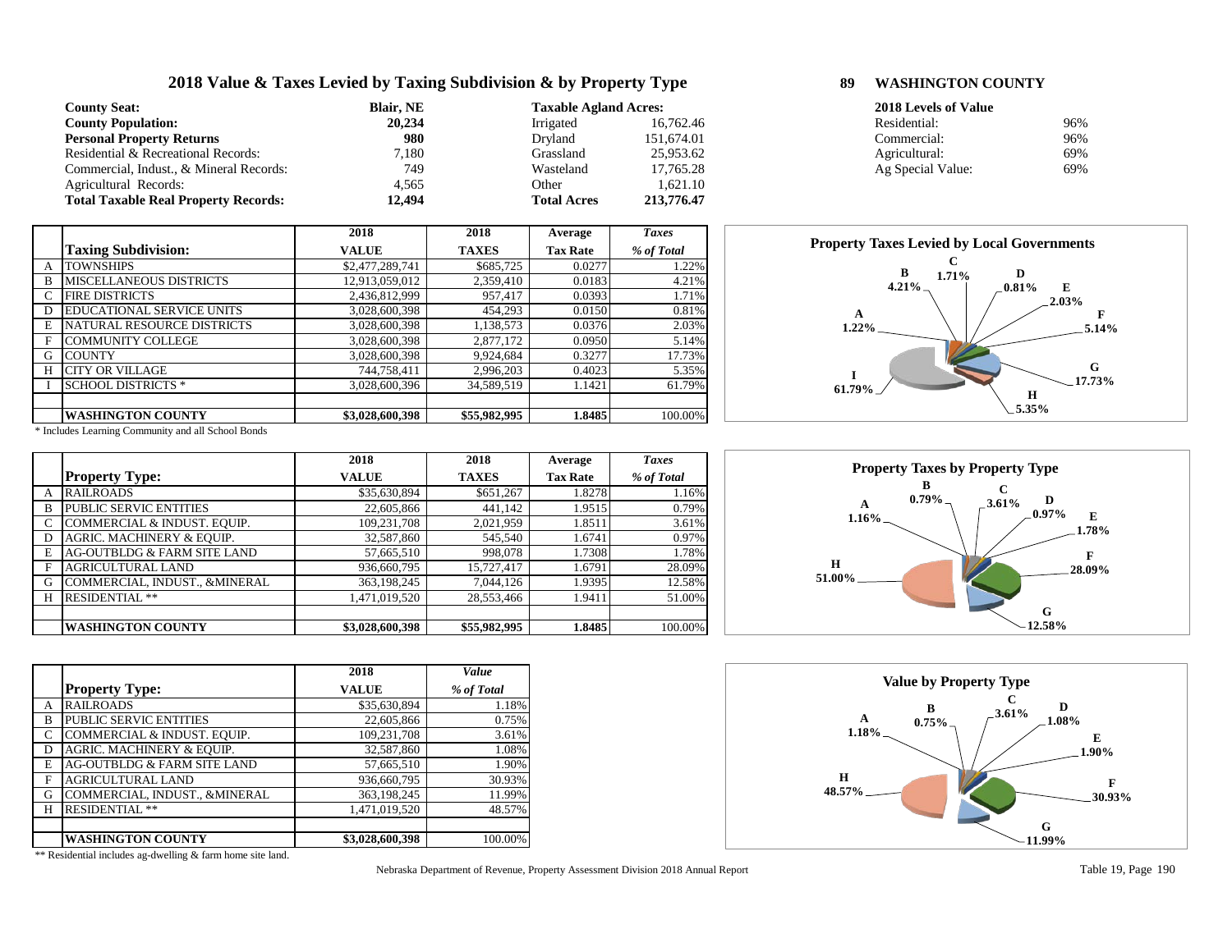# 2018 Value & Taxes Levied by Taxing Subdivision & by Property Type

## 89 WASHINGTON COUNTY

| | |
|---|---|
| **County Seat:** | **Blair, NE** |
| **County Population:** | **20,234** |
| **Personal Property Returns** | **980** |
| Residential & Recreational Records: | 7,180 |
| Commercial, Indust., & Mineral Records: | 749 |
| Agricultural Records: | 4,565 |
| **Total Taxable Real Property Records:** | **12,494** |

| **Taxable Agland Acres:** | |
|---|---|
| Irrigated | 16,762.46 |
| Dryland | 151,674.01 |
| Grassland | 25,953.62 |
| Wasteland | 17,765.28 |
| Other | 1,621.10 |
| **Total Acres** | **213,776.47** |

| **2018 Levels of Value** | |
|---|---|
| Residential: | 96% |
| Commercial: | 96% |
| Agricultural: | 69% |
| Ag Special Value: | 69% |

| | Taxing Subdivision: | 2018 VALUE | 2018 TAXES | Average Tax Rate | *Taxes % of Total* |
|---|---|---|---|---|---|
| A | TOWNSHIPS | $2,477,289,741 | $685,725 | 0.0277 | 1.22% |
| B | MISCELLANEOUS DISTRICTS | 12,913,059,012 | 2,359,410 | 0.0183 | 4.21% |
| C | FIRE DISTRICTS | 2,436,812,999 | 957,417 | 0.0393 | 1.71% |
| D | EDUCATIONAL SERVICE UNITS | 3,028,600,398 | 454,293 | 0.0150 | 0.81% |
| E | NATURAL RESOURCE DISTRICTS | 3,028,600,398 | 1,138,573 | 0.0376 | 2.03% |
| F | COMMUNITY COLLEGE | 3,028,600,398 | 2,877,172 | 0.0950 | 5.14% |
| G | COUNTY | 3,028,600,398 | 9,924,684 | 0.3277 | 17.73% |
| H | CITY OR VILLAGE | 744,758,411 | 2,996,203 | 0.4023 | 5.35% |
| I | SCHOOL DISTRICTS * | 3,028,600,396 | 34,589,519 | 1.1421 | 61.79% |
| | | | | | |
| | **WASHINGTON COUNTY** | **$3,028,600,398** | **$55,982,995** | **1.8485** | 100.00% |

\* Includes Learning Community and all School Bonds

**Property Taxes Levied by Local Governments**: A 1.22%, B 4.21%, C 1.71%, D 0.81%, E 2.03%, F 5.14%, G 17.73%, H 5.35%, I 61.79%

| | Property Type: | 2018 VALUE | 2018 TAXES | Average Tax Rate | *Taxes % of Total* |
|---|---|---|---|---|---|
| A | RAILROADS | $35,630,894 | $651,267 | 1.8278 | 1.16% |
| B | PUBLIC SERVIC ENTITIES | 22,605,866 | 441,142 | 1.9515 | 0.79% |
| C | COMMERCIAL & INDUST. EQUIP. | 109,231,708 | 2,021,959 | 1.8511 | 3.61% |
| D | AGRIC. MACHINERY & EQUIP. | 32,587,860 | 545,540 | 1.6741 | 0.97% |
| E | AG-OUTBLDG & FARM SITE LAND | 57,665,510 | 998,078 | 1.7308 | 1.78% |
| F | AGRICULTURAL LAND | 936,660,795 | 15,727,417 | 1.6791 | 28.09% |
| G | COMMERCIAL, INDUST., &MINERAL | 363,198,245 | 7,044,126 | 1.9395 | 12.58% |
| H | RESIDENTIAL ** | 1,471,019,520 | 28,553,466 | 1.9411 | 51.00% |
| | | | | | |
| | **WASHINGTON COUNTY** | **$3,028,600,398** | **$55,982,995** | **1.8485** | 100.00% |

**Property Taxes by Property Type**: A 1.16%, B 0.79%, C 3.61%, D 0.97%, E 1.78%, F 28.09%, G 12.58%, H 51.00%

| | Property Type: | 2018 VALUE | *Value % of Total* |
|---|---|---|---|
| A | RAILROADS | $35,630,894 | 1.18% |
| B | PUBLIC SERVIC ENTITIES | 22,605,866 | 0.75% |
| C | COMMERCIAL & INDUST. EQUIP. | 109,231,708 | 3.61% |
| D | AGRIC. MACHINERY & EQUIP. | 32,587,860 | 1.08% |
| E | AG-OUTBLDG & FARM SITE LAND | 57,665,510 | 1.90% |
| F | AGRICULTURAL LAND | 936,660,795 | 30.93% |
| G | COMMERCIAL, INDUST., &MINERAL | 363,198,245 | 11.99% |
| H | RESIDENTIAL ** | 1,471,019,520 | 48.57% |
| | | | |
| | **WASHINGTON COUNTY** | **$3,028,600,398** | 100.00% |

\*\* Residential includes ag-dwelling & farm home site land.

**Value by Property Type**: A 1.18%, B 0.75%, C 3.61%, D 1.08%, E 1.90%, F 30.93%, G 11.99%, H 48.57%

Nebraska Department of Revenue, Property Assessment Division 2018 Annual Report — Table 19, Page 190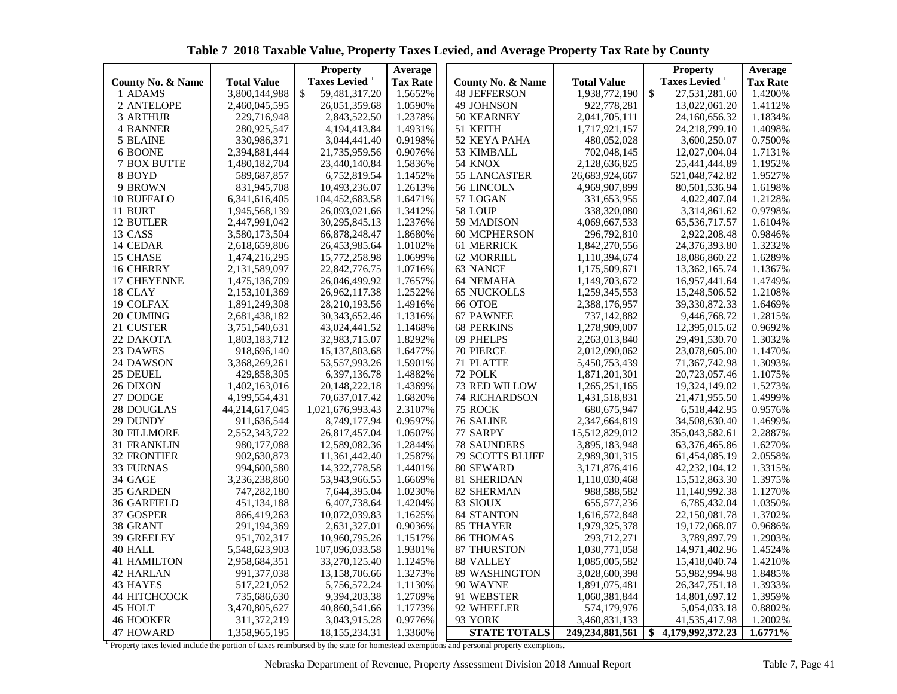# Table 7 2018 Taxable Value, Property Taxes Levied, and Average Property Tax Rate by County

| County No. & Name | Total Value | Property Taxes Levied [1] | Average Tax Rate | County No. & Name | Total Value | Property Taxes Levied [1] | Average Tax Rate |
|---|---|---|---|---|---|---|---|
| 1 ADAMS | 3,800,144,988 | $ 59,481,317.20 | 1.5652% | 48 JEFFERSON | 1,938,772,190 | $ 27,531,281.60 | 1.4200% |
| 2 ANTELOPE | 2,460,045,595 | 26,051,359.68 | 1.0590% | 49 JOHNSON | 922,778,281 | 13,022,061.20 | 1.4112% |
| 3 ARTHUR | 229,716,948 | 2,843,522.50 | 1.2378% | 50 KEARNEY | 2,041,705,111 | 24,160,656.32 | 1.1834% |
| 4 BANNER | 280,925,547 | 4,194,413.84 | 1.4931% | 51 KEITH | 1,717,921,157 | 24,218,799.10 | 1.4098% |
| 5 BLAINE | 330,986,371 | 3,044,441.40 | 0.9198% | 52 KEYA PAHA | 480,052,028 | 3,600,250.07 | 0.7500% |
| 6 BOONE | 2,394,881,444 | 21,735,959.56 | 0.9076% | 53 KIMBALL | 702,048,145 | 12,027,004.04 | 1.7131% |
| 7 BOX BUTTE | 1,480,182,704 | 23,440,140.84 | 1.5836% | 54 KNOX | 2,128,636,825 | 25,441,444.89 | 1.1952% |
| 8 BOYD | 589,687,857 | 6,752,819.54 | 1.1452% | 55 LANCASTER | 26,683,924,667 | 521,048,742.82 | 1.9527% |
| 9 BROWN | 831,945,708 | 10,493,236.07 | 1.2613% | 56 LINCOLN | 4,969,907,899 | 80,501,536.94 | 1.6198% |
| 10 BUFFALO | 6,341,616,405 | 104,452,683.58 | 1.6471% | 57 LOGAN | 331,653,955 | 4,022,407.04 | 1.2128% |
| 11 BURT | 1,945,568,139 | 26,093,021.66 | 1.3412% | 58 LOUP | 338,320,080 | 3,314,861.62 | 0.9798% |
| 12 BUTLER | 2,447,991,042 | 30,295,845.13 | 1.2376% | 59 MADISON | 4,069,667,533 | 65,536,717.57 | 1.6104% |
| 13 CASS | 3,580,173,504 | 66,878,248.47 | 1.8680% | 60 MCPHERSON | 296,792,810 | 2,922,208.48 | 0.9846% |
| 14 CEDAR | 2,618,659,806 | 26,453,985.64 | 1.0102% | 61 MERRICK | 1,842,270,556 | 24,376,393.80 | 1.3232% |
| 15 CHASE | 1,474,216,295 | 15,772,258.98 | 1.0699% | 62 MORRILL | 1,110,394,674 | 18,086,860.22 | 1.6289% |
| 16 CHERRY | 2,131,589,097 | 22,842,776.75 | 1.0716% | 63 NANCE | 1,175,509,671 | 13,362,165.74 | 1.1367% |
| 17 CHEYENNE | 1,475,136,709 | 26,046,499.92 | 1.7657% | 64 NEMAHA | 1,149,703,672 | 16,957,441.64 | 1.4749% |
| 18 CLAY | 2,153,101,369 | 26,962,117.38 | 1.2522% | 65 NUCKOLLS | 1,259,345,553 | 15,248,506.52 | 1.2108% |
| 19 COLFAX | 1,891,249,308 | 28,210,193.56 | 1.4916% | 66 OTOE | 2,388,176,957 | 39,330,872.33 | 1.6469% |
| 20 CUMING | 2,681,438,182 | 30,343,652.46 | 1.1316% | 67 PAWNEE | 737,142,882 | 9,446,768.72 | 1.2815% |
| 21 CUSTER | 3,751,540,631 | 43,024,441.52 | 1.1468% | 68 PERKINS | 1,278,909,007 | 12,395,015.62 | 0.9692% |
| 22 DAKOTA | 1,803,183,712 | 32,983,715.07 | 1.8292% | 69 PHELPS | 2,263,013,840 | 29,491,530.70 | 1.3032% |
| 23 DAWES | 918,696,140 | 15,137,803.68 | 1.6477% | 70 PIERCE | 2,012,090,062 | 23,078,605.00 | 1.1470% |
| 24 DAWSON | 3,368,269,261 | 53,557,993.26 | 1.5901% | 71 PLATTE | 5,450,753,439 | 71,367,742.98 | 1.3093% |
| 25 DEUEL | 429,858,305 | 6,397,136.78 | 1.4882% | 72 POLK | 1,871,201,301 | 20,723,057.46 | 1.1075% |
| 26 DIXON | 1,402,163,016 | 20,148,222.18 | 1.4369% | 73 RED WILLOW | 1,265,251,165 | 19,324,149.02 | 1.5273% |
| 27 DODGE | 4,199,554,431 | 70,637,017.42 | 1.6820% | 74 RICHARDSON | 1,431,518,831 | 21,471,955.50 | 1.4999% |
| 28 DOUGLAS | 44,214,617,045 | 1,021,676,993.43 | 2.3107% | 75 ROCK | 680,675,947 | 6,518,442.95 | 0.9576% |
| 29 DUNDY | 911,636,544 | 8,749,177.94 | 0.9597% | 76 SALINE | 2,347,664,819 | 34,508,630.40 | 1.4699% |
| 30 FILLMORE | 2,552,343,722 | 26,817,457.04 | 1.0507% | 77 SARPY | 15,512,829,012 | 355,043,582.61 | 2.2887% |
| 31 FRANKLIN | 980,177,088 | 12,589,082.36 | 1.2844% | 78 SAUNDERS | 3,895,183,948 | 63,376,465.86 | 1.6270% |
| 32 FRONTIER | 902,630,873 | 11,361,442.40 | 1.2587% | 79 SCOTTS BLUFF | 2,989,301,315 | 61,454,085.19 | 2.0558% |
| 33 FURNAS | 994,600,580 | 14,322,778.58 | 1.4401% | 80 SEWARD | 3,171,876,416 | 42,232,104.12 | 1.3315% |
| 34 GAGE | 3,236,238,860 | 53,943,966.55 | 1.6669% | 81 SHERIDAN | 1,110,030,468 | 15,512,863.30 | 1.3975% |
| 35 GARDEN | 747,282,180 | 7,644,395.04 | 1.0230% | 82 SHERMAN | 988,588,582 | 11,140,992.38 | 1.1270% |
| 36 GARFIELD | 451,134,188 | 6,407,738.64 | 1.4204% | 83 SIOUX | 655,577,236 | 6,785,432.04 | 1.0350% |
| 37 GOSPER | 866,419,263 | 10,072,039.83 | 1.1625% | 84 STANTON | 1,616,572,848 | 22,150,081.78 | 1.3702% |
| 38 GRANT | 291,194,369 | 2,631,327.01 | 0.9036% | 85 THAYER | 1,979,325,378 | 19,172,068.07 | 0.9686% |
| 39 GREELEY | 951,702,317 | 10,960,795.26 | 1.1517% | 86 THOMAS | 293,712,271 | 3,789,897.79 | 1.2903% |
| 40 HALL | 5,548,623,903 | 107,096,033.58 | 1.9301% | 87 THURSTON | 1,030,771,058 | 14,971,402.96 | 1.4524% |
| 41 HAMILTON | 2,958,684,351 | 33,270,125.40 | 1.1245% | 88 VALLEY | 1,085,005,582 | 15,418,040.74 | 1.4210% |
| 42 HARLAN | 991,377,038 | 13,158,706.66 | 1.3273% | 89 WASHINGTON | 3,028,600,398 | 55,982,994.98 | 1.8485% |
| 43 HAYES | 517,221,052 | 5,756,572.24 | 1.1130% | 90 WAYNE | 1,891,075,481 | 26,347,751.18 | 1.3933% |
| 44 HITCHCOCK | 735,686,630 | 9,394,203.38 | 1.2769% | 91 WEBSTER | 1,060,381,844 | 14,801,697.12 | 1.3959% |
| 45 HOLT | 3,470,805,627 | 40,860,541.66 | 1.1773% | 92 WHEELER | 574,179,976 | 5,054,033.18 | 0.8802% |
| 46 HOOKER | 311,372,219 | 3,043,915.28 | 0.9776% | 93 YORK | 3,460,831,133 | 41,535,417.98 | 1.2002% |
| 47 HOWARD | 1,358,965,195 | 18,155,234.31 | 1.3360% | **STATE TOTALS** | **249,234,881,561** | **$ 4,179,992,372.23** | **1.6771%** |

[1] Property taxes levied include the portion of taxes reimbursed by the state for homestead exemptions and personal property exemptions.